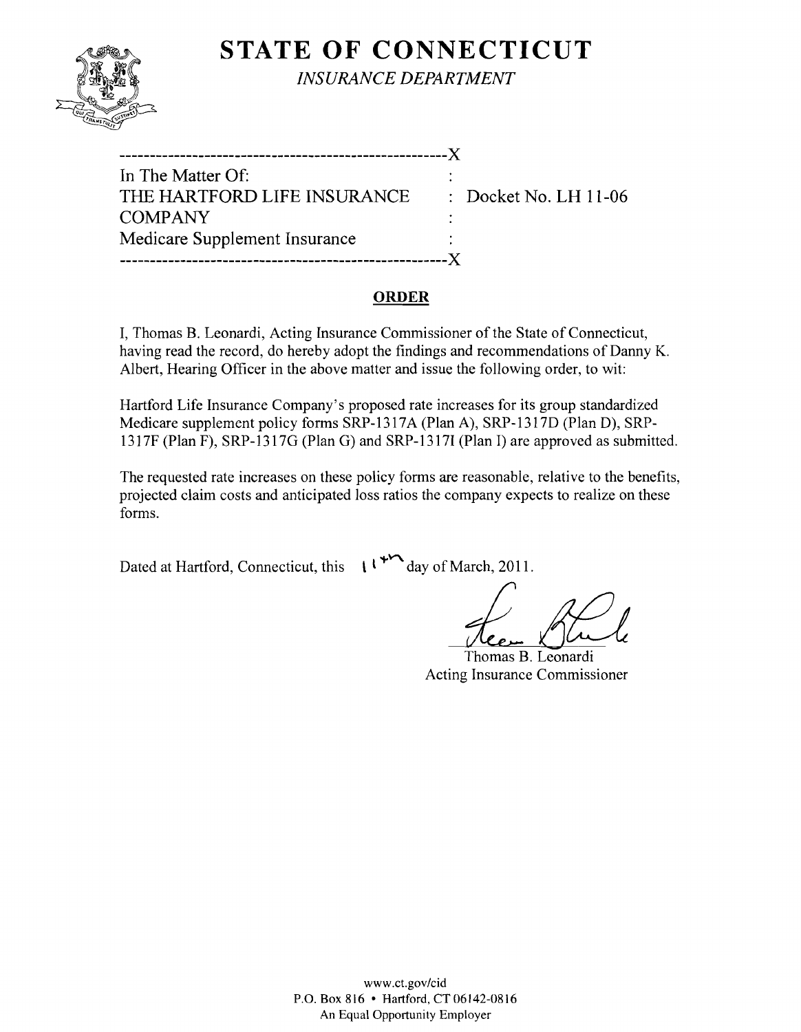# STATE OF CONNECTICUT

*INSURANCE DEPARTMENT*

----------------------------------------------------X

In The Matter Of: :

THE HARTFORD LIFE INSURANCE : Docket No. LH 11-06

COMPANY :

Medicare Supplement Insurance :

----------------------------------------------------X

## ORDER

I, Thomas B. Leonardi, Acting Insurance Commissioner of the State of Connecticut, having read the record, do hereby adopt the findings and recommendations of Danny K. Albert, Hearing Officer in the above matter and issue the following order, to wit:

Hartford Life Insurance Company's proposed rate increases for its group standardized Medicare supplement policy forms SRP-1317A (Plan A), SRP-1317D (Plan D), SRP-1317F (Plan F), SRP-1317G (Plan G) and SRP-1317I (Plan I) are approved as submitted.

The requested rate increases on these policy forms are reasonable, relative to the benefits, projected claim costs and anticipated loss ratios the company expects to realize on these forms.

Dated at Hartford, Connecticut, this 11th day of March, 2011.

Thomas B. Leonardi
Acting Insurance Commissioner

www.ct.gov/cid
P.O. Box 816 • Hartford, CT 06142-0816
An Equal Opportunity Employer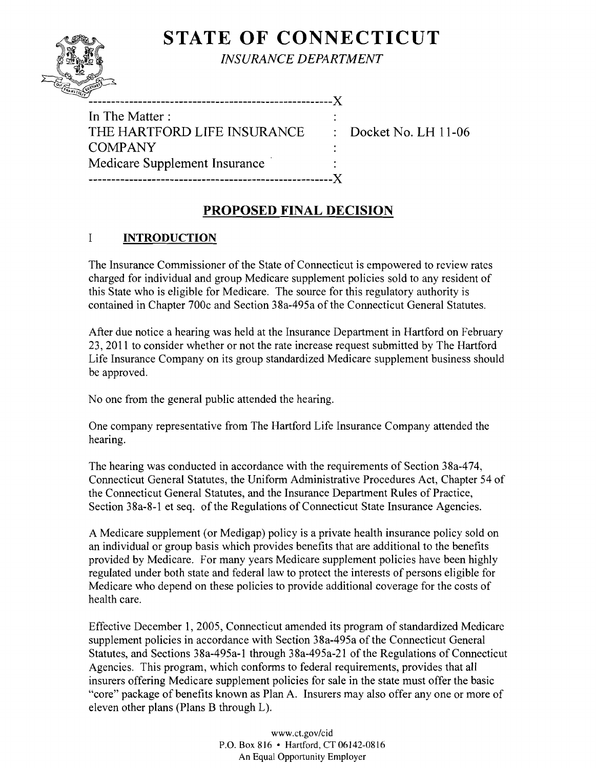![](STATE OF CONNECTICUT seal)

# STATE OF CONNECTICUT

*INSURANCE DEPARTMENT*

```
----------------------------------------------------X
In The Matter :                                     :
THE HARTFORD LIFE INSURANCE                         :  Docket No. LH 11-06
COMPANY                                             :
Medicare Supplement Insurance                       :
----------------------------------------------------X
```

## PROPOSED FINAL DECISION

### I INTRODUCTION

The Insurance Commissioner of the State of Connecticut is empowered to review rates charged for individual and group Medicare supplement policies sold to any resident of this State who is eligible for Medicare. The source for this regulatory authority is contained in Chapter 700c and Section 38a-495a of the Connecticut General Statutes.

After due notice a hearing was held at the Insurance Department in Hartford on February 23, 2011 to consider whether or not the rate increase request submitted by The Hartford Life Insurance Company on its group standardized Medicare supplement business should be approved.

No one from the general public attended the hearing.

One company representative from The Hartford Life Insurance Company attended the hearing.

The hearing was conducted in accordance with the requirements of Section 38a-474, Connecticut General Statutes, the Uniform Administrative Procedures Act, Chapter 54 of the Connecticut General Statutes, and the Insurance Department Rules of Practice, Section 38a-8-1 et seq. of the Regulations of Connecticut State Insurance Agencies.

A Medicare supplement (or Medigap) policy is a private health insurance policy sold on an individual or group basis which provides benefits that are additional to the benefits provided by Medicare. For many years Medicare supplement policies have been highly regulated under both state and federal law to protect the interests of persons eligible for Medicare who depend on these policies to provide additional coverage for the costs of health care.

Effective December 1, 2005, Connecticut amended its program of standardized Medicare supplement policies in accordance with Section 38a-495a of the Connecticut General Statutes, and Sections 38a-495a-1 through 38a-495a-21 of the Regulations of Connecticut Agencies. This program, which conforms to federal requirements, provides that all insurers offering Medicare supplement policies for sale in the state must offer the basic "core" package of benefits known as Plan A. Insurers may also offer any one or more of eleven other plans (Plans B through L).

www.ct.gov/cid
P.O. Box 816 • Hartford, CT 06142-0816
An Equal Opportunity Employer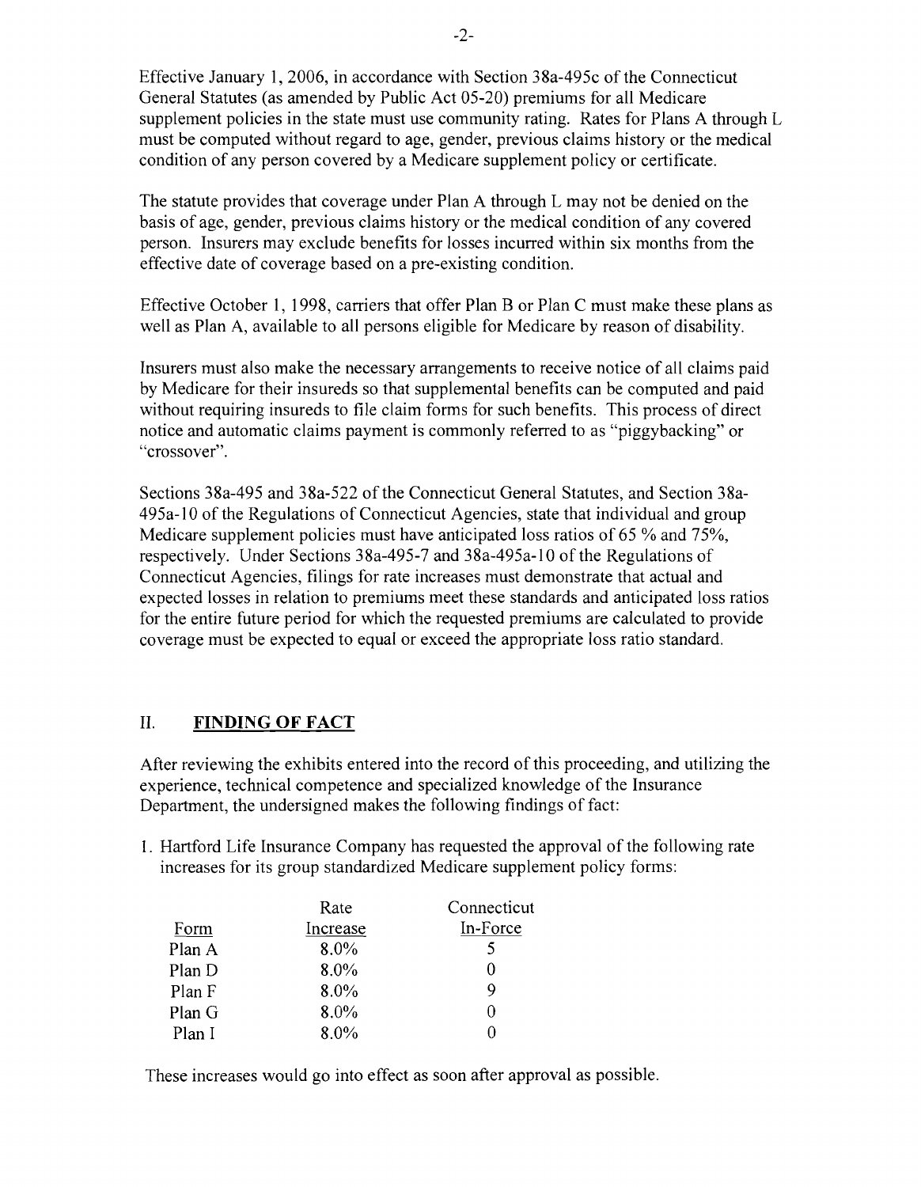Effective January 1, 2006, in accordance with Section 38a-495c of the Connecticut General Statutes (as amended by Public Act 05-20) premiums for all Medicare supplement policies in the state must use community rating. Rates for Plans A through L must be computed without regard to age, gender, previous claims history or the medical condition of any person covered by a Medicare supplement policy or certificate.

The statute provides that coverage under Plan A through L may not be denied on the basis of age, gender, previous claims history or the medical condition of any covered person. Insurers may exclude benefits for losses incurred within six months from the effective date of coverage based on a pre-existing condition.

Effective October 1, 1998, carriers that offer Plan B or Plan C must make these plans as well as Plan A, available to all persons eligible for Medicare by reason of disability.

Insurers must also make the necessary arrangements to receive notice of all claims paid by Medicare for their insureds so that supplemental benefits can be computed and paid without requiring insureds to file claim forms for such benefits. This process of direct notice and automatic claims payment is commonly referred to as "piggybacking" or "crossover".

Sections 38a-495 and 38a-522 of the Connecticut General Statutes, and Section 38a-495a-10 of the Regulations of Connecticut Agencies, state that individual and group Medicare supplement policies must have anticipated loss ratios of 65 % and 75%, respectively. Under Sections 38a-495-7 and 38a-495a-10 of the Regulations of Connecticut Agencies, filings for rate increases must demonstrate that actual and expected losses in relation to premiums meet these standards and anticipated loss ratios for the entire future period for which the requested premiums are calculated to provide coverage must be expected to equal or exceed the appropriate loss ratio standard.

## II. FINDING OF FACT

After reviewing the exhibits entered into the record of this proceeding, and utilizing the experience, technical competence and specialized knowledge of the Insurance Department, the undersigned makes the following findings of fact:

1. Hartford Life Insurance Company has requested the approval of the following rate increases for its group standardized Medicare supplement policy forms:

| Form | Rate Increase | Connecticut In-Force |
|---|---|---|
| Plan A | 8.0% | 5 |
| Plan D | 8.0% | 0 |
| Plan F | 8.0% | 9 |
| Plan G | 8.0% | 0 |
| Plan I | 8.0% | 0 |

These increases would go into effect as soon after approval as possible.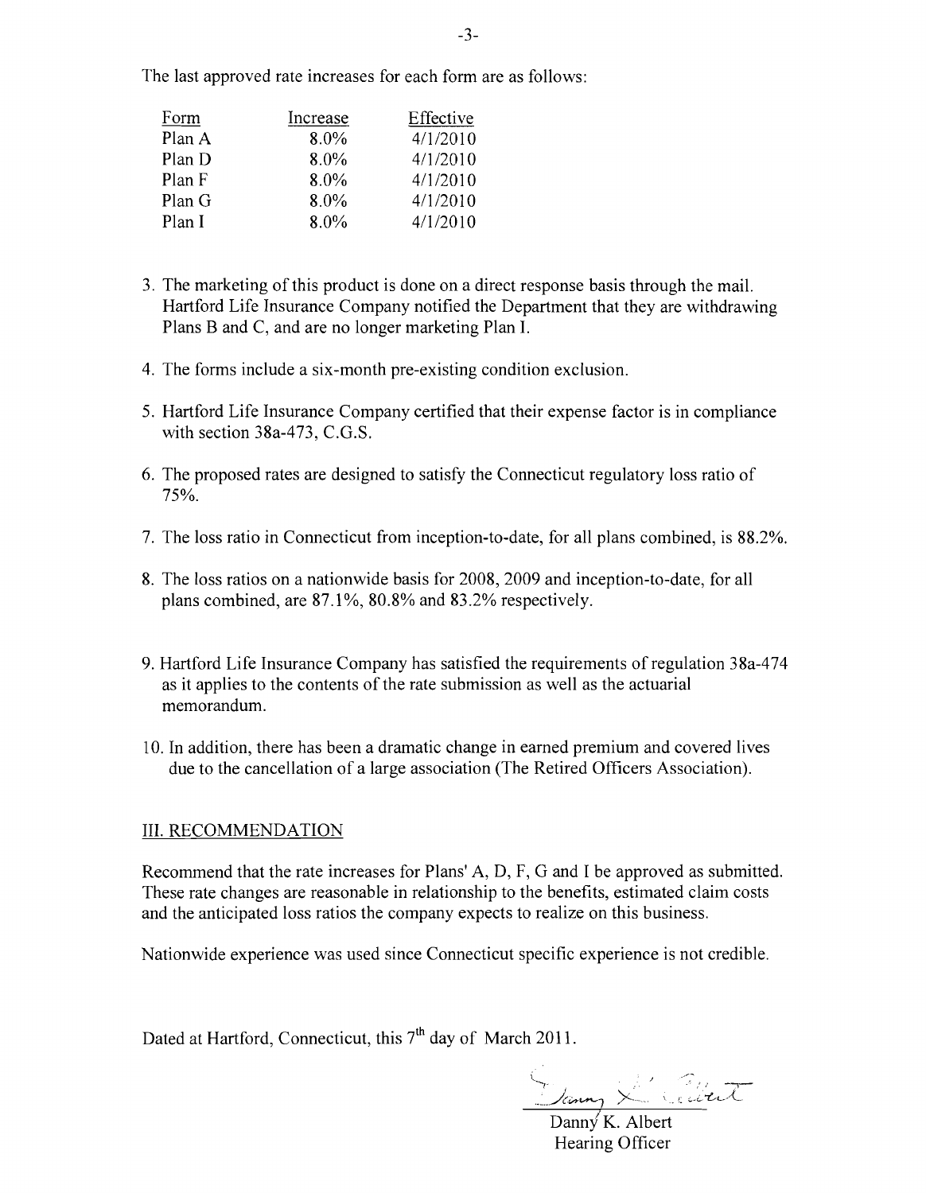The last approved rate increases for each form are as follows:

| Form | Increase | Effective |
|---|---|---|
| Plan A | 8.0% | 4/1/2010 |
| Plan D | 8.0% | 4/1/2010 |
| Plan F | 8.0% | 4/1/2010 |
| Plan G | 8.0% | 4/1/2010 |
| Plan I | 8.0% | 4/1/2010 |

3. The marketing of this product is done on a direct response basis through the mail. Hartford Life Insurance Company notified the Department that they are withdrawing Plans B and C, and are no longer marketing Plan I.

4. The forms include a six-month pre-existing condition exclusion.

5. Hartford Life Insurance Company certified that their expense factor is in compliance with section 38a-473, C.G.S.

6. The proposed rates are designed to satisfy the Connecticut regulatory loss ratio of 75%.

7. The loss ratio in Connecticut from inception-to-date, for all plans combined, is 88.2%.

8. The loss ratios on a nationwide basis for 2008, 2009 and inception-to-date, for all plans combined, are 87.1%, 80.8% and 83.2% respectively.

9. Hartford Life Insurance Company has satisfied the requirements of regulation 38a-474 as it applies to the contents of the rate submission as well as the actuarial memorandum.

10. In addition, there has been a dramatic change in earned premium and covered lives due to the cancellation of a large association (The Retired Officers Association).

## III. RECOMMENDATION

Recommend that the rate increases for Plans' A, D, F, G and I be approved as submitted. These rate changes are reasonable in relationship to the benefits, estimated claim costs and the anticipated loss ratios the company expects to realize on this business.

Nationwide experience was used since Connecticut specific experience is not credible.

Dated at Hartford, Connecticut, this 7th day of March 2011.

Danny K. Albert
Hearing Officer